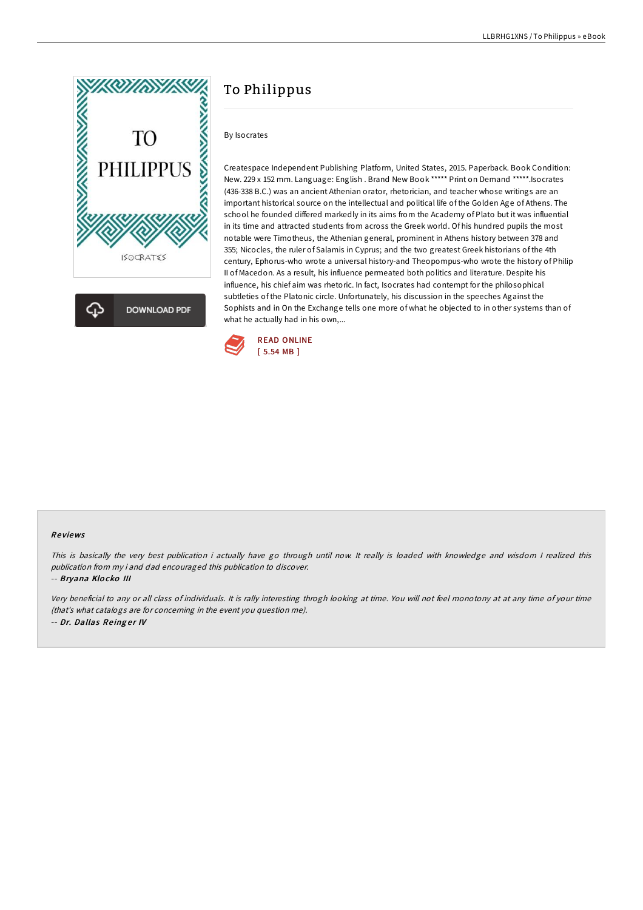# To Philippus

By Isocrates

Createspace Independent Publishing Platform, United States, 2015. Paperback. Book Condition: New. 229 x 152 mm. Language: English . Brand New Book ***** Print on Demand *****.Isocrates (436-338 B.C.) was an ancient Athenian orator, rhetorician, and teacher whose writings are an important historical source on the intellectual and political life of the Golden Age of Athens. The school he founded differed markedly in its aims from the Academy of Plato but it was influential in its time and attracted students from across the Greek world. Of his hundred pupils the most notable were Timotheus, the Athenian general, prominent in Athens history between 378 and 355; Nicocles, the ruler of Salamis in Cyprus; and the two greatest Greek historians of the 4th century, Ephorus-who wrote a universal history-and Theopompus-who wrote the history of Philip II of Macedon. As a result, his influence permeated both politics and literature. Despite his influence, his chief aim was rhetoric. In fact, Isocrates had contempt for the philosophical subtleties of the Platonic circle. Unfortunately, his discussion in the speeches Against the Sophists and in On the Exchange tells one more of what he objected to in other systems than of what he actually had in his own,...

READ ONLINE
[ 5.54 MB ]

### Reviews

*This is basically the very best publication i actually have go through until now. It really is loaded with knowledge and wisdom I realized this publication from my i and dad encouraged this publication to discover.*

-- ***Bryana Klocko III***

*Very beneficial to any or all class of individuals. It is rally interesting throgh looking at time. You will not feel monotony at at any time of your time (that's what catalogs are for concerning in the event you question me).*

-- ***Dr. Dallas Reinger IV***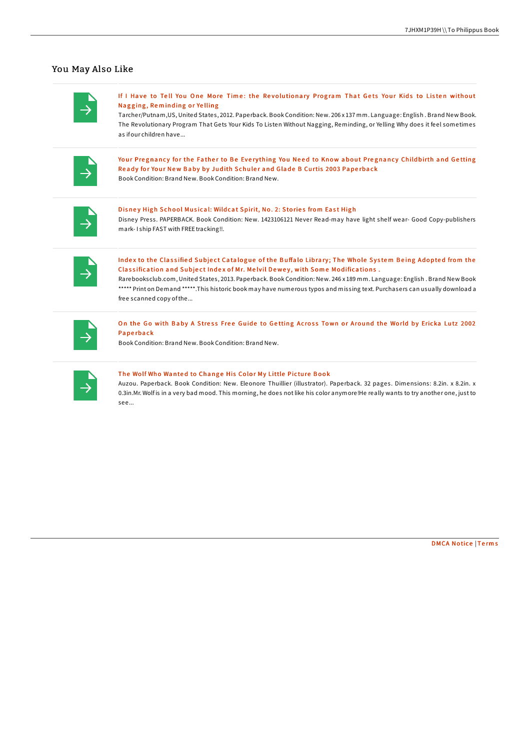## You May Also Like

**If I Have to Tell You One More Time: the Revolutionary Program That Gets Your Kids to Listen without Nagging, Reminding or Yelling**

Tarcher/Putnam,US, United States, 2012. Paperback. Book Condition: New. 206 x 137 mm. Language: English . Brand New Book. The Revolutionary Program That Gets Your Kids To Listen Without Nagging, Reminding, or Yelling Why does it feel sometimes as if our children have...

**Your Pregnancy for the Father to Be Everything You Need to Know about Pregnancy Childbirth and Getting Ready for Your New Baby by Judith Schuler and Glade B Curtis 2003 Paperback**

Book Condition: Brand New. Book Condition: Brand New.

**Disney High School Musical: Wildcat Spirit, No. 2: Stories from East High**

Disney Press. PAPERBACK. Book Condition: New. 1423106121 Never Read-may have light shelf wear- Good Copy-publishers mark- I ship FAST with FREE tracking!!.

**Index to the Classified Subject Catalogue of the Buffalo Library; The Whole System Being Adopted from the Classification and Subject Index of Mr. Melvil Dewey, with Some Modifications .**

Rarebooksclub.com, United States, 2013. Paperback. Book Condition: New. 246 x 189 mm. Language: English . Brand New Book ***** Print on Demand *****.This historic book may have numerous typos and missing text. Purchasers can usually download a free scanned copy of the...

**On the Go with Baby A Stress Free Guide to Getting Across Town or Around the World by Ericka Lutz 2002 Paperback**

Book Condition: Brand New. Book Condition: Brand New.

**The Wolf Who Wanted to Change His Color My Little Picture Book**

Auzou. Paperback. Book Condition: New. Eleonore Thuillier (illustrator). Paperback. 32 pages. Dimensions: 8.2in. x 8.2in. x 0.3in.Mr. Wolf is in a very bad mood. This morning, he does not like his color anymore!He really wants to try another one, just to see...